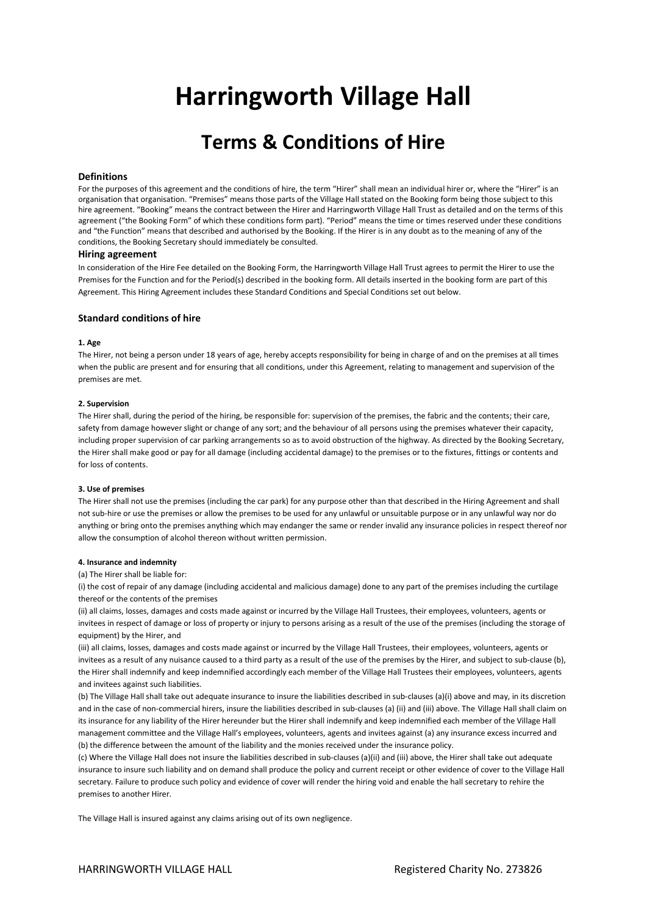# Harringworth Village Hall

## Terms & Conditions of Hire

### Definitions

For the purposes of this agreement and the conditions of hire, the term "Hirer" shall mean an individual hirer or, where the "Hirer" is an organisation that organisation. "Premises" means those parts of the Village Hall stated on the Booking form being those subject to this hire agreement. "Booking" means the contract between the Hirer and Harringworth Village Hall Trust as detailed and on the terms of this agreement ("the Booking Form" of which these conditions form part). "Period" means the time or times reserved under these conditions and "the Function" means that described and authorised by the Booking. If the Hirer is in any doubt as to the meaning of any of the conditions, the Booking Secretary should immediately be consulted.

### Hiring agreement

In consideration of the Hire Fee detailed on the Booking Form, the Harringworth Village Hall Trust agrees to permit the Hirer to use the Premises for the Function and for the Period(s) described in the booking form. All details inserted in the booking form are part of this Agreement. This Hiring Agreement includes these Standard Conditions and Special Conditions set out below.

### Standard conditions of hire

#### 1. Age

The Hirer, not being a person under 18 years of age, hereby accepts responsibility for being in charge of and on the premises at all times when the public are present and for ensuring that all conditions, under this Agreement, relating to management and supervision of the premises are met.

#### 2. Supervision

The Hirer shall, during the period of the hiring, be responsible for: supervision of the premises, the fabric and the contents; their care, safety from damage however slight or change of any sort; and the behaviour of all persons using the premises whatever their capacity, including proper supervision of car parking arrangements so as to avoid obstruction of the highway. As directed by the Booking Secretary, the Hirer shall make good or pay for all damage (including accidental damage) to the premises or to the fixtures, fittings or contents and for loss of contents.

#### 3. Use of premises

The Hirer shall not use the premises (including the car park) for any purpose other than that described in the Hiring Agreement and shall not sub-hire or use the premises or allow the premises to be used for any unlawful or unsuitable purpose or in any unlawful way nor do anything or bring onto the premises anything which may endanger the same or render invalid any insurance policies in respect thereof nor allow the consumption of alcohol thereon without written permission.

#### 4. Insurance and indemnity

(a) The Hirer shall be liable for:

(i) the cost of repair of any damage (including accidental and malicious damage) done to any part of the premises including the curtilage thereof or the contents of the premises

(ii) all claims, losses, damages and costs made against or incurred by the Village Hall Trustees, their employees, volunteers, agents or invitees in respect of damage or loss of property or injury to persons arising as a result of the use of the premises (including the storage of equipment) by the Hirer, and

(iii) all claims, losses, damages and costs made against or incurred by the Village Hall Trustees, their employees, volunteers, agents or invitees as a result of any nuisance caused to a third party as a result of the use of the premises by the Hirer, and subject to sub-clause (b), the Hirer shall indemnify and keep indemnified accordingly each member of the Village Hall Trustees their employees, volunteers, agents and invitees against such liabilities.

(b) The Village Hall shall take out adequate insurance to insure the liabilities described in sub-clauses (a)(i) above and may, in its discretion and in the case of non-commercial hirers, insure the liabilities described in sub-clauses (a) (ii) and (iii) above. The Village Hall shall claim on its insurance for any liability of the Hirer hereunder but the Hirer shall indemnify and keep indemnified each member of the Village Hall management committee and the Village Hall's employees, volunteers, agents and invitees against (a) any insurance excess incurred and (b) the difference between the amount of the liability and the monies received under the insurance policy.

(c) Where the Village Hall does not insure the liabilities described in sub-clauses (a)(ii) and (iii) above, the Hirer shall take out adequate insurance to insure such liability and on demand shall produce the policy and current receipt or other evidence of cover to the Village Hall secretary. Failure to produce such policy and evidence of cover will render the hiring void and enable the hall secretary to rehire the premises to another Hirer.

The Village Hall is insured against any claims arising out of its own negligence.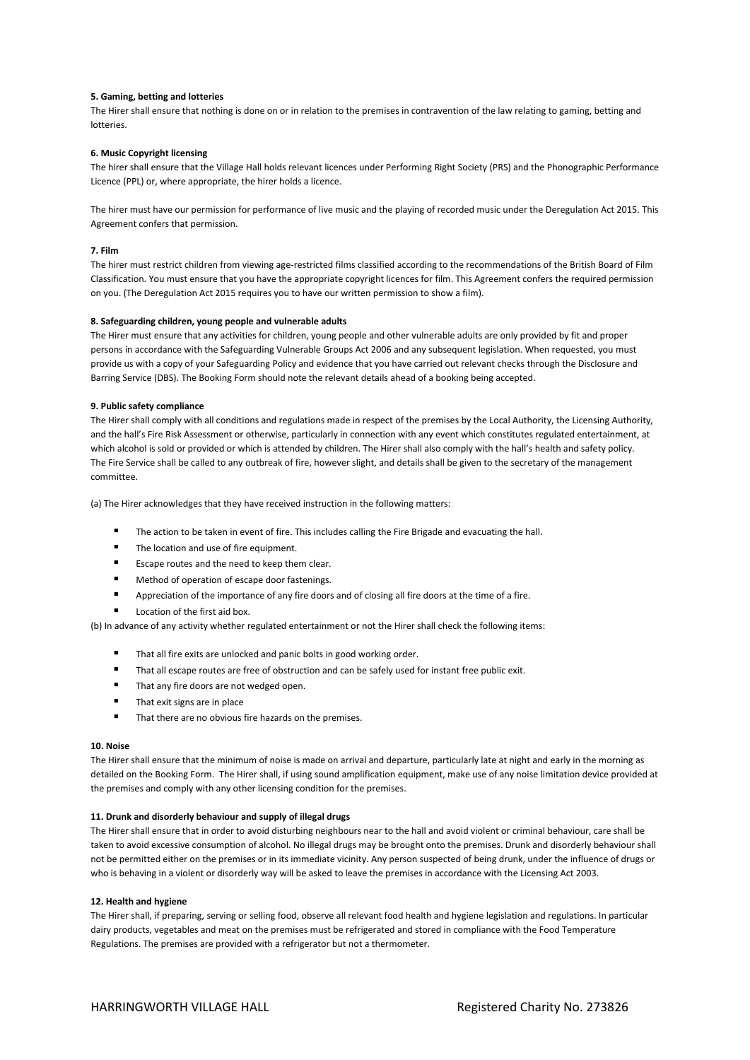**5. Gaming, betting and lotteries**

The Hirer shall ensure that nothing is done on or in relation to the premises in contravention of the law relating to gaming, betting and lotteries.

**6. Music Copyright licensing**

The hirer shall ensure that the Village Hall holds relevant licences under Performing Right Society (PRS) and the Phonographic Performance Licence (PPL) or, where appropriate, the hirer holds a licence.

The hirer must have our permission for performance of live music and the playing of recorded music under the Deregulation Act 2015. This Agreement confers that permission.

**7. Film**

The hirer must restrict children from viewing age-restricted films classified according to the recommendations of the British Board of Film Classification. You must ensure that you have the appropriate copyright licences for film. This Agreement confers the required permission on you. (The Deregulation Act 2015 requires you to have our written permission to show a film).

**8. Safeguarding children, young people and vulnerable adults**

The Hirer must ensure that any activities for children, young people and other vulnerable adults are only provided by fit and proper persons in accordance with the Safeguarding Vulnerable Groups Act 2006 and any subsequent legislation. When requested, you must provide us with a copy of your Safeguarding Policy and evidence that you have carried out relevant checks through the Disclosure and Barring Service (DBS). The Booking Form should note the relevant details ahead of a booking being accepted.

**9. Public safety compliance**

The Hirer shall comply with all conditions and regulations made in respect of the premises by the Local Authority, the Licensing Authority, and the hall's Fire Risk Assessment or otherwise, particularly in connection with any event which constitutes regulated entertainment, at which alcohol is sold or provided or which is attended by children. The Hirer shall also comply with the hall's health and safety policy. The Fire Service shall be called to any outbreak of fire, however slight, and details shall be given to the secretary of the management committee.

(a) The Hirer acknowledges that they have received instruction in the following matters:

- The action to be taken in event of fire. This includes calling the Fire Brigade and evacuating the hall.
- The location and use of fire equipment.
- Escape routes and the need to keep them clear.
- Method of operation of escape door fastenings.
- Appreciation of the importance of any fire doors and of closing all fire doors at the time of a fire.
- Location of the first aid box.

(b) In advance of any activity whether regulated entertainment or not the Hirer shall check the following items:

- That all fire exits are unlocked and panic bolts in good working order.
- That all escape routes are free of obstruction and can be safely used for instant free public exit.
- That any fire doors are not wedged open.
- That exit signs are in place
- That there are no obvious fire hazards on the premises.

**10. Noise**

The Hirer shall ensure that the minimum of noise is made on arrival and departure, particularly late at night and early in the morning as detailed on the Booking Form. The Hirer shall, if using sound amplification equipment, make use of any noise limitation device provided at the premises and comply with any other licensing condition for the premises.

**11. Drunk and disorderly behaviour and supply of illegal drugs**

The Hirer shall ensure that in order to avoid disturbing neighbours near to the hall and avoid violent or criminal behaviour, care shall be taken to avoid excessive consumption of alcohol. No illegal drugs may be brought onto the premises. Drunk and disorderly behaviour shall not be permitted either on the premises or in its immediate vicinity. Any person suspected of being drunk, under the influence of drugs or who is behaving in a violent or disorderly way will be asked to leave the premises in accordance with the Licensing Act 2003.

**12. Health and hygiene**

The Hirer shall, if preparing, serving or selling food, observe all relevant food health and hygiene legislation and regulations. In particular dairy products, vegetables and meat on the premises must be refrigerated and stored in compliance with the Food Temperature Regulations. The premises are provided with a refrigerator but not a thermometer.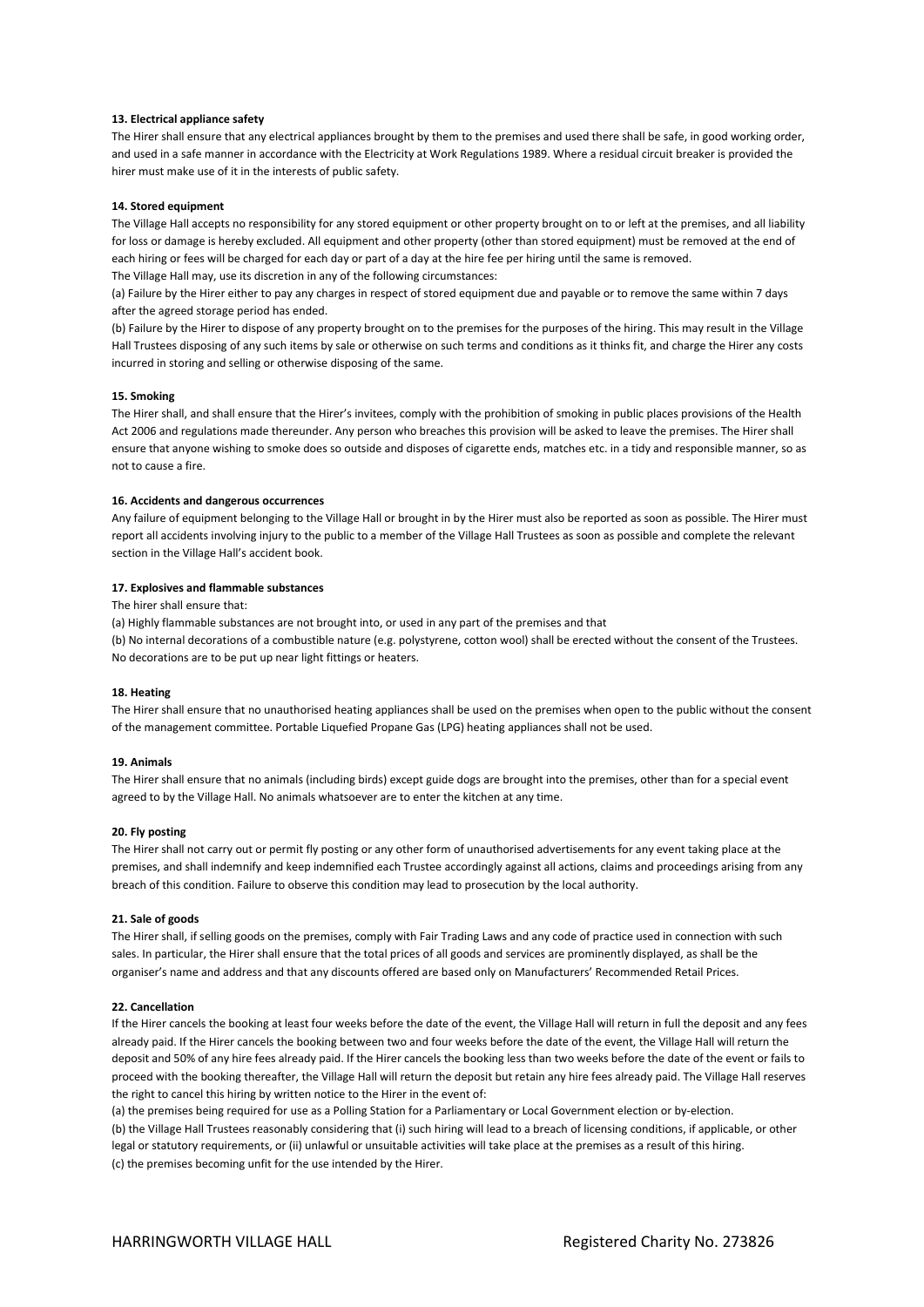**13. Electrical appliance safety**

The Hirer shall ensure that any electrical appliances brought by them to the premises and used there shall be safe, in good working order, and used in a safe manner in accordance with the Electricity at Work Regulations 1989. Where a residual circuit breaker is provided the hirer must make use of it in the interests of public safety.

**14. Stored equipment**

The Village Hall accepts no responsibility for any stored equipment or other property brought on to or left at the premises, and all liability for loss or damage is hereby excluded. All equipment and other property (other than stored equipment) must be removed at the end of each hiring or fees will be charged for each day or part of a day at the hire fee per hiring until the same is removed.

The Village Hall may, use its discretion in any of the following circumstances:

(a) Failure by the Hirer either to pay any charges in respect of stored equipment due and payable or to remove the same within 7 days after the agreed storage period has ended.

(b) Failure by the Hirer to dispose of any property brought on to the premises for the purposes of the hiring. This may result in the Village Hall Trustees disposing of any such items by sale or otherwise on such terms and conditions as it thinks fit, and charge the Hirer any costs incurred in storing and selling or otherwise disposing of the same.

**15. Smoking**

The Hirer shall, and shall ensure that the Hirer's invitees, comply with the prohibition of smoking in public places provisions of the Health Act 2006 and regulations made thereunder. Any person who breaches this provision will be asked to leave the premises. The Hirer shall ensure that anyone wishing to smoke does so outside and disposes of cigarette ends, matches etc. in a tidy and responsible manner, so as not to cause a fire.

**16. Accidents and dangerous occurrences**

Any failure of equipment belonging to the Village Hall or brought in by the Hirer must also be reported as soon as possible. The Hirer must report all accidents involving injury to the public to a member of the Village Hall Trustees as soon as possible and complete the relevant section in the Village Hall's accident book.

**17. Explosives and flammable substances**

The hirer shall ensure that:

(a) Highly flammable substances are not brought into, or used in any part of the premises and that

(b) No internal decorations of a combustible nature (e.g. polystyrene, cotton wool) shall be erected without the consent of the Trustees. No decorations are to be put up near light fittings or heaters.

**18. Heating**

The Hirer shall ensure that no unauthorised heating appliances shall be used on the premises when open to the public without the consent of the management committee. Portable Liquefied Propane Gas (LPG) heating appliances shall not be used.

**19. Animals**

The Hirer shall ensure that no animals (including birds) except guide dogs are brought into the premises, other than for a special event agreed to by the Village Hall. No animals whatsoever are to enter the kitchen at any time.

**20. Fly posting**

The Hirer shall not carry out or permit fly posting or any other form of unauthorised advertisements for any event taking place at the premises, and shall indemnify and keep indemnified each Trustee accordingly against all actions, claims and proceedings arising from any breach of this condition. Failure to observe this condition may lead to prosecution by the local authority.

**21. Sale of goods**

The Hirer shall, if selling goods on the premises, comply with Fair Trading Laws and any code of practice used in connection with such sales. In particular, the Hirer shall ensure that the total prices of all goods and services are prominently displayed, as shall be the organiser's name and address and that any discounts offered are based only on Manufacturers' Recommended Retail Prices.

**22. Cancellation**

If the Hirer cancels the booking at least four weeks before the date of the event, the Village Hall will return in full the deposit and any fees already paid. If the Hirer cancels the booking between two and four weeks before the date of the event, the Village Hall will return the deposit and 50% of any hire fees already paid. If the Hirer cancels the booking less than two weeks before the date of the event or fails to proceed with the booking thereafter, the Village Hall will return the deposit but retain any hire fees already paid. The Village Hall reserves the right to cancel this hiring by written notice to the Hirer in the event of:

(a) the premises being required for use as a Polling Station for a Parliamentary or Local Government election or by-election.

(b) the Village Hall Trustees reasonably considering that (i) such hiring will lead to a breach of licensing conditions, if applicable, or other legal or statutory requirements, or (ii) unlawful or unsuitable activities will take place at the premises as a result of this hiring.

(c) the premises becoming unfit for the use intended by the Hirer.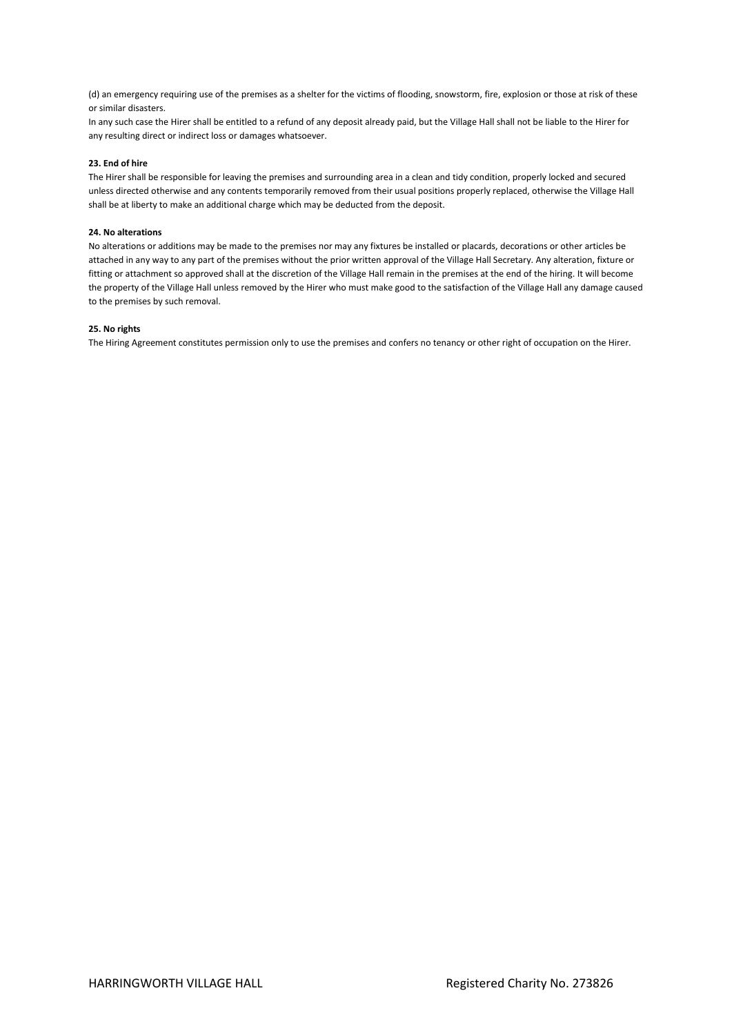(d) an emergency requiring use of the premises as a shelter for the victims of flooding, snowstorm, fire, explosion or those at risk of these or similar disasters.

In any such case the Hirer shall be entitled to a refund of any deposit already paid, but the Village Hall shall not be liable to the Hirer for any resulting direct or indirect loss or damages whatsoever.

**23. End of hire**

The Hirer shall be responsible for leaving the premises and surrounding area in a clean and tidy condition, properly locked and secured unless directed otherwise and any contents temporarily removed from their usual positions properly replaced, otherwise the Village Hall shall be at liberty to make an additional charge which may be deducted from the deposit.

**24. No alterations**

No alterations or additions may be made to the premises nor may any fixtures be installed or placards, decorations or other articles be attached in any way to any part of the premises without the prior written approval of the Village Hall Secretary. Any alteration, fixture or fitting or attachment so approved shall at the discretion of the Village Hall remain in the premises at the end of the hiring. It will become the property of the Village Hall unless removed by the Hirer who must make good to the satisfaction of the Village Hall any damage caused to the premises by such removal.

**25. No rights**

The Hiring Agreement constitutes permission only to use the premises and confers no tenancy or other right of occupation on the Hirer.